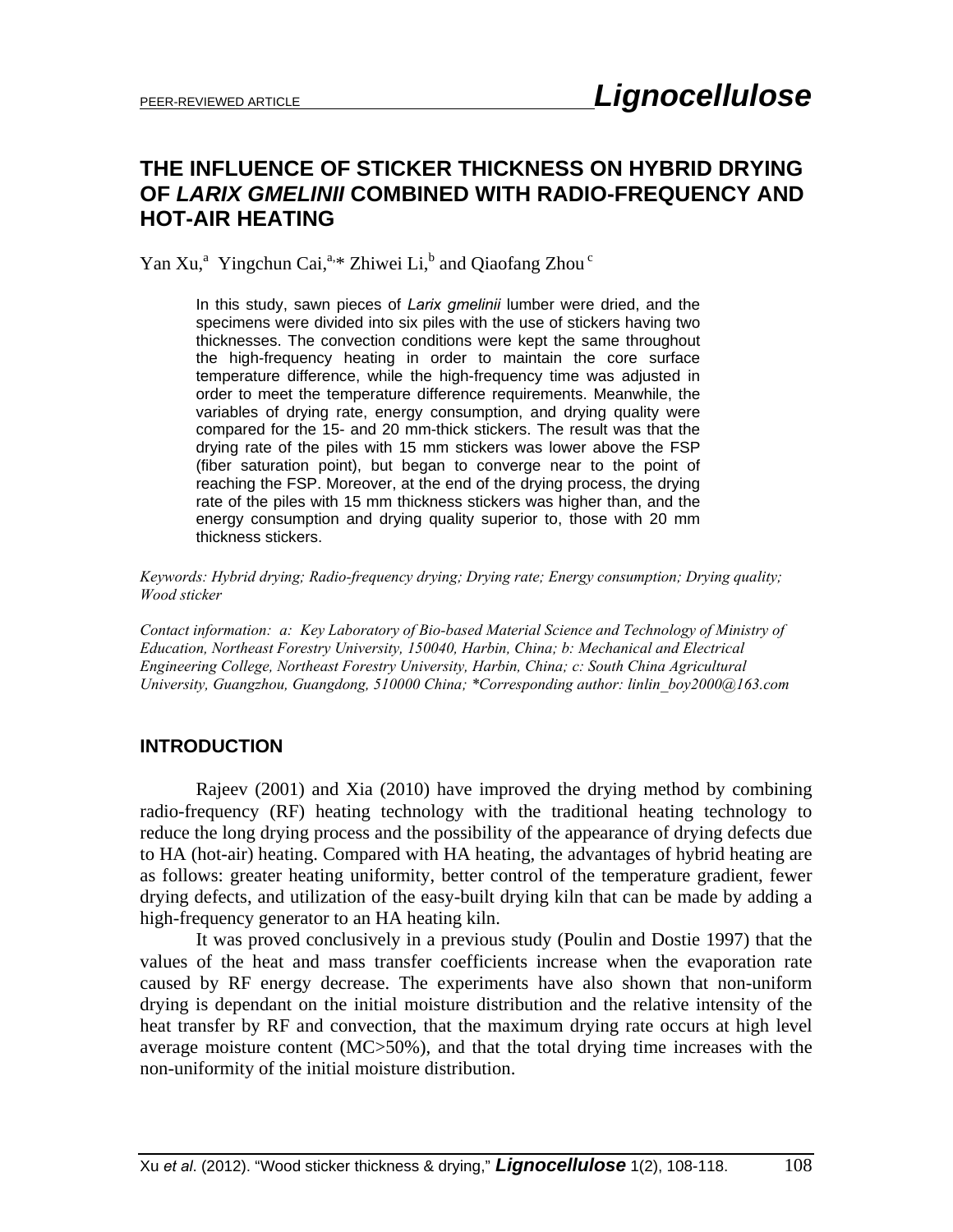PEER-REVIEWED ARTICLE

# THE INFLUENCE OF STICKER THICKNESS ON HYBRID DRYING OF *LARIX GMELINII* COMBINED WITH RADIO-FREQUENCY AND HOT-AIR HEATING

Yan Xu,[a] Yingchun Cai,[a,]* Zhiwei Li,[b] and Qiaofang Zhou[c]

In this study, sawn pieces of *Larix gmelinii* lumber were dried, and the specimens were divided into six piles with the use of stickers having two thicknesses. The convection conditions were kept the same throughout the high-frequency heating in order to maintain the core surface temperature difference, while the high-frequency time was adjusted in order to meet the temperature difference requirements. Meanwhile, the variables of drying rate, energy consumption, and drying quality were compared for the 15- and 20 mm-thick stickers. The result was that the drying rate of the piles with 15 mm stickers was lower above the FSP (fiber saturation point), but began to converge near to the point of reaching the FSP. Moreover, at the end of the drying process, the drying rate of the piles with 15 mm thickness stickers was higher than, and the energy consumption and drying quality superior to, those with 20 mm thickness stickers.

*Keywords: Hybrid drying; Radio-frequency drying; Drying rate; Energy consumption; Drying quality; Wood sticker*

*Contact information: a: Key Laboratory of Bio-based Material Science and Technology of Ministry of Education, Northeast Forestry University, 150040, Harbin, China; b: Mechanical and Electrical Engineering College, Northeast Forestry University, Harbin, China; c: South China Agricultural University, Guangzhou, Guangdong, 510000 China; *Corresponding author: linlin_boy2000@163.com*

## INTRODUCTION

Rajeev (2001) and Xia (2010) have improved the drying method by combining radio-frequency (RF) heating technology with the traditional heating technology to reduce the long drying process and the possibility of the appearance of drying defects due to HA (hot-air) heating. Compared with HA heating, the advantages of hybrid heating are as follows: greater heating uniformity, better control of the temperature gradient, fewer drying defects, and utilization of the easy-built drying kiln that can be made by adding a high-frequency generator to an HA heating kiln.

It was proved conclusively in a previous study (Poulin and Dostie 1997) that the values of the heat and mass transfer coefficients increase when the evaporation rate caused by RF energy decrease. The experiments have also shown that non-uniform drying is dependant on the initial moisture distribution and the relative intensity of the heat transfer by RF and convection, that the maximum drying rate occurs at high level average moisture content (MC>50%), and that the total drying time increases with the non-uniformity of the initial moisture distribution.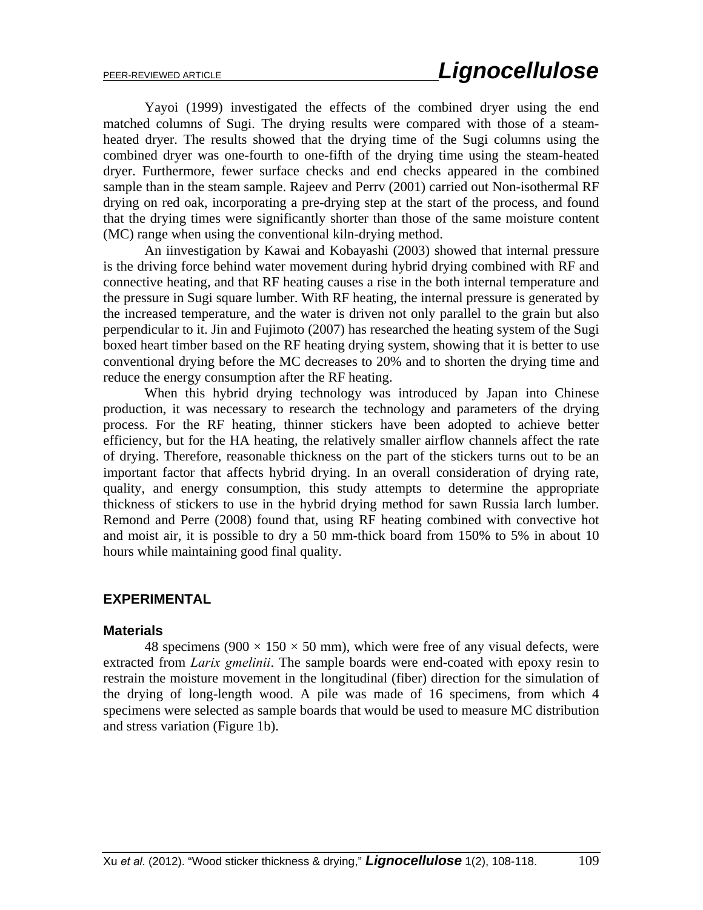Yayoi (1999) investigated the effects of the combined dryer using the end matched columns of Sugi. The drying results were compared with those of a steam-heated dryer. The results showed that the drying time of the Sugi columns using the combined dryer was one-fourth to one-fifth of the drying time using the steam-heated dryer. Furthermore, fewer surface checks and end checks appeared in the combined sample than in the steam sample. Rajeev and Perrv (2001) carried out Non-isothermal RF drying on red oak, incorporating a pre-drying step at the start of the process, and found that the drying times were significantly shorter than those of the same moisture content (MC) range when using the conventional kiln-drying method.

An iinvestigation by Kawai and Kobayashi (2003) showed that internal pressure is the driving force behind water movement during hybrid drying combined with RF and connective heating, and that RF heating causes a rise in the both internal temperature and the pressure in Sugi square lumber. With RF heating, the internal pressure is generated by the increased temperature, and the water is driven not only parallel to the grain but also perpendicular to it. Jin and Fujimoto (2007) has researched the heating system of the Sugi boxed heart timber based on the RF heating drying system, showing that it is better to use conventional drying before the MC decreases to 20% and to shorten the drying time and reduce the energy consumption after the RF heating.

When this hybrid drying technology was introduced by Japan into Chinese production, it was necessary to research the technology and parameters of the drying process. For the RF heating, thinner stickers have been adopted to achieve better efficiency, but for the HA heating, the relatively smaller airflow channels affect the rate of drying. Therefore, reasonable thickness on the part of the stickers turns out to be an important factor that affects hybrid drying. In an overall consideration of drying rate, quality, and energy consumption, this study attempts to determine the appropriate thickness of stickers to use in the hybrid drying method for sawn Russia larch lumber. Remond and Perre (2008) found that, using RF heating combined with convective hot and moist air, it is possible to dry a 50 mm-thick board from 150% to 5% in about 10 hours while maintaining good final quality.

## EXPERIMENTAL

### Materials

48 specimens (900 × 150 × 50 mm), which were free of any visual defects, were extracted from *Larix gmelinii*. The sample boards were end-coated with epoxy resin to restrain the moisture movement in the longitudinal (fiber) direction for the simulation of the drying of long-length wood. A pile was made of 16 specimens, from which 4 specimens were selected as sample boards that would be used to measure MC distribution and stress variation (Figure 1b).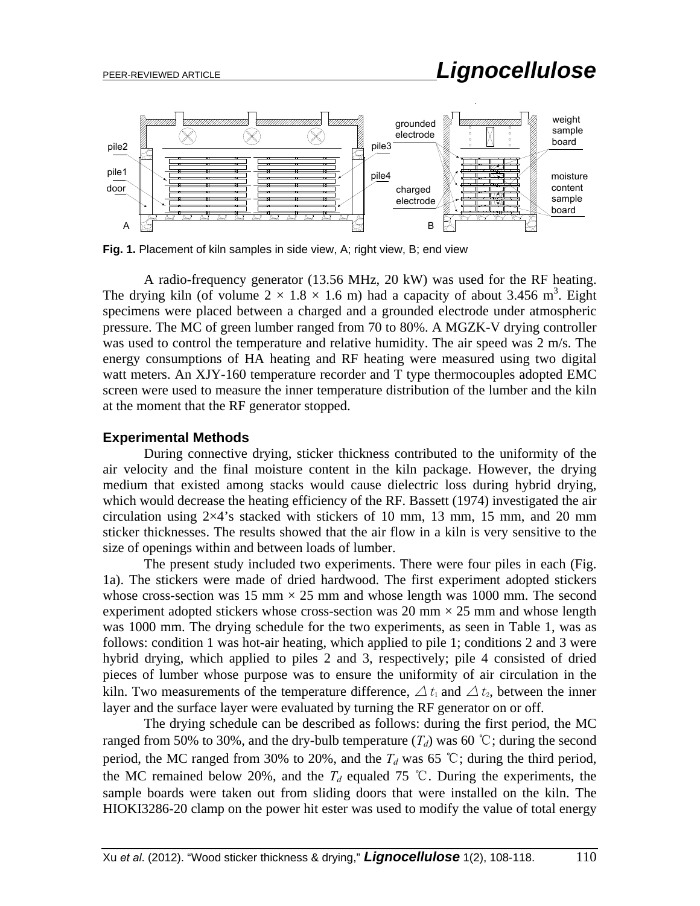**Fig. 1.** Placement of kiln samples in side view, A; right view, B; end view

A radio-frequency generator (13.56 MHz, 20 kW) was used for the RF heating. The drying kiln (of volume 2 × 1.8 × 1.6 m) had a capacity of about 3.456 $m^3$. Eight specimens were placed between a charged and a grounded electrode under atmospheric pressure. The MC of green lumber ranged from 70 to 80%. A MGZK-V drying controller was used to control the temperature and relative humidity. The air speed was 2 m/s. The energy consumptions of HA heating and RF heating were measured using two digital watt meters. An XJY-160 temperature recorder and T type thermocouples adopted EMC screen were used to measure the inner temperature distribution of the lumber and the kiln at the moment that the RF generator stopped.

### Experimental Methods

During connective drying, sticker thickness contributed to the uniformity of the air velocity and the final moisture content in the kiln package. However, the drying medium that existed among stacks would cause dielectric loss during hybrid drying, which would decrease the heating efficiency of the RF. Bassett (1974) investigated the air circulation using 2×4's stacked with stickers of 10 mm, 13 mm, 15 mm, and 20 mm sticker thicknesses. The results showed that the air flow in a kiln is very sensitive to the size of openings within and between loads of lumber.

The present study included two experiments. There were four piles in each (Fig. 1a). The stickers were made of dried hardwood. The first experiment adopted stickers whose cross-section was 15 mm × 25 mm and whose length was 1000 mm. The second experiment adopted stickers whose cross-section was 20 mm × 25 mm and whose length was 1000 mm. The drying schedule for the two experiments, as seen in Table 1, was as follows: condition 1 was hot-air heating, which applied to pile 1; conditions 2 and 3 were hybrid drying, which applied to piles 2 and 3, respectively; pile 4 consisted of dried pieces of lumber whose purpose was to ensure the uniformity of air circulation in the kiln. Two measurements of the temperature difference, $\triangle t_1$ and $\triangle t_2$, between the inner layer and the surface layer were evaluated by turning the RF generator on or off.

The drying schedule can be described as follows: during the first period, the MC ranged from 50% to 30%, and the dry-bulb temperature ($T_d$) was 60 ℃; during the second period, the MC ranged from 30% to 20%, and the $T_d$ was 65 ℃; during the third period, the MC remained below 20%, and the $T_d$ equaled 75 ℃. During the experiments, the sample boards were taken out from sliding doors that were installed on the kiln. The HIOKI3286-20 clamp on the power hit ester was used to modify the value of total energy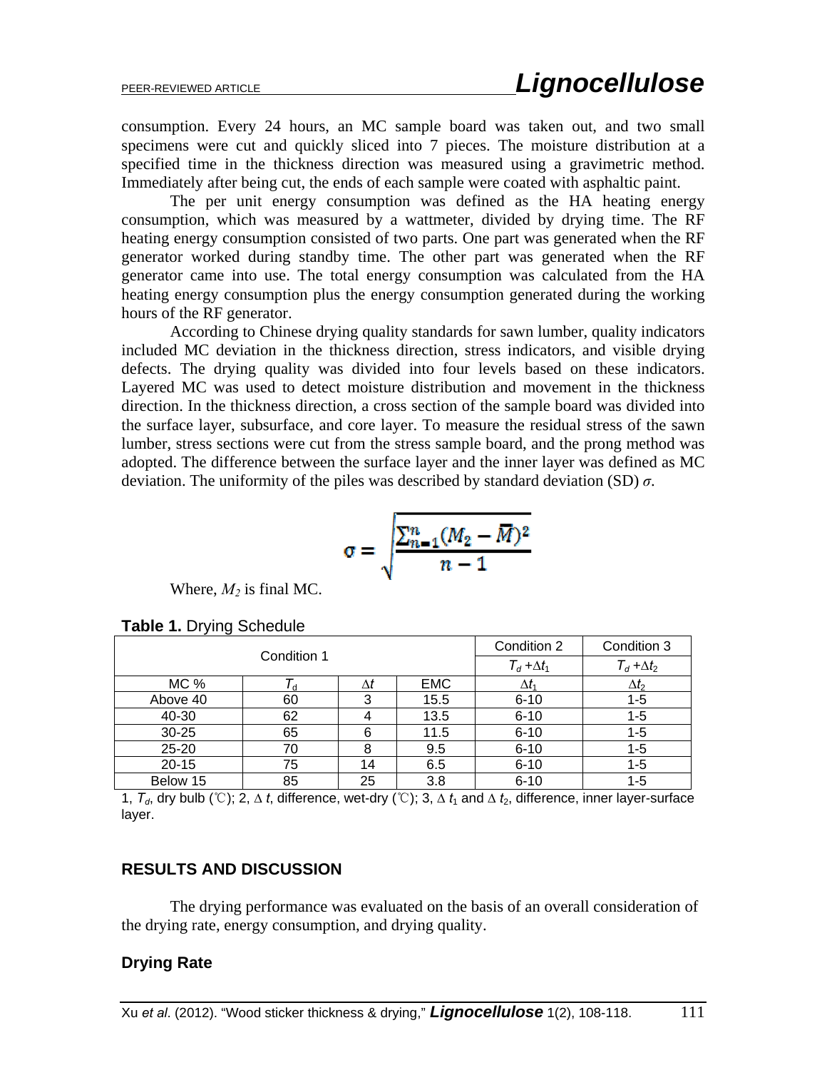consumption. Every 24 hours, an MC sample board was taken out, and two small specimens were cut and quickly sliced into 7 pieces. The moisture distribution at a specified time in the thickness direction was measured using a gravimetric method. Immediately after being cut, the ends of each sample were coated with asphaltic paint.

The per unit energy consumption was defined as the HA heating energy consumption, which was measured by a wattmeter, divided by drying time. The RF heating energy consumption consisted of two parts. One part was generated when the RF generator worked during standby time. The other part was generated when the RF generator came into use. The total energy consumption was calculated from the HA heating energy consumption plus the energy consumption generated during the working hours of the RF generator.

According to Chinese drying quality standards for sawn lumber, quality indicators included MC deviation in the thickness direction, stress indicators, and visible drying defects. The drying quality was divided into four levels based on these indicators. Layered MC was used to detect moisture distribution and movement in the thickness direction. In the thickness direction, a cross section of the sample board was divided into the surface layer, subsurface, and core layer. To measure the residual stress of the sawn lumber, stress sections were cut from the stress sample board, and the prong method was adopted. The difference between the surface layer and the inner layer was defined as MC deviation. The uniformity of the piles was described by standard deviation (SD) $\sigma$.

$$\sigma = \sqrt{\frac{\sum_{n=1}^{n}(M_2 - \bar{M})^2}{n-1}}$$

Where, $M_2$ is final MC.

**Table 1.** Drying Schedule

| Condition 1 | | | | Condition 2 | Condition 3 |
|---|---|---|---|---|---|
| | | | | $T_d + \Delta t_1$ | $T_d + \Delta t_2$ |
| MC % | $T_d$ | $\Delta t$ | EMC | $\Delta t_1$ | $\Delta t_2$ |
| Above 40 | 60 | 3 | 15.5 | 6-10 | 1-5 |
| 40-30 | 62 | 4 | 13.5 | 6-10 | 1-5 |
| 30-25 | 65 | 6 | 11.5 | 6-10 | 1-5 |
| 25-20 | 70 | 8 | 9.5 | 6-10 | 1-5 |
| 20-15 | 75 | 14 | 6.5 | 6-10 | 1-5 |
| Below 15 | 85 | 25 | 3.8 | 6-10 | 1-5 |

1, $T_d$, dry bulb (℃); 2, $\Delta t$, difference, wet-dry (℃); 3, $\Delta t_1$ and $\Delta t_2$, difference, inner layer-surface layer.

## RESULTS AND DISCUSSION

The drying performance was evaluated on the basis of an overall consideration of the drying rate, energy consumption, and drying quality.

### Drying Rate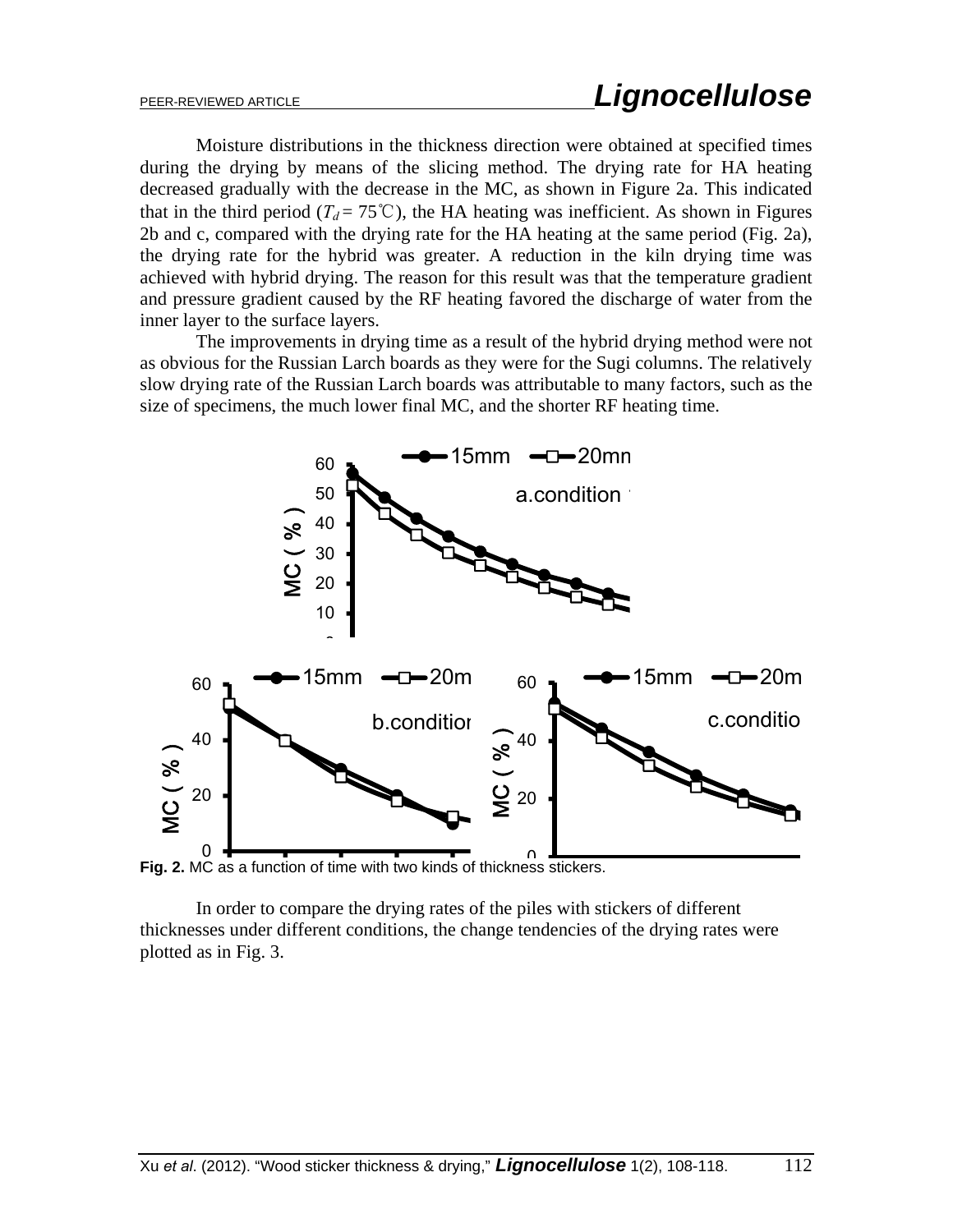Moisture distributions in the thickness direction were obtained at specified times during the drying by means of the slicing method. The drying rate for HA heating decreased gradually with the decrease in the MC, as shown in Figure 2a. This indicated that in the third period ($T_d$ = 75℃), the HA heating was inefficient. As shown in Figures 2b and c, compared with the drying rate for the HA heating at the same period (Fig. 2a), the drying rate for the hybrid was greater. A reduction in the kiln drying time was achieved with hybrid drying. The reason for this result was that the temperature gradient and pressure gradient caused by the RF heating favored the discharge of water from the inner layer to the surface layers.

The improvements in drying time as a result of the hybrid drying method were not as obvious for the Russian Larch boards as they were for the Sugi columns. The relatively slow drying rate of the Russian Larch boards was attributable to many factors, such as the size of specimens, the much lower final MC, and the shorter RF heating time.

**Fig. 2.** MC as a function of time with two kinds of thickness stickers.

In order to compare the drying rates of the piles with stickers of different thicknesses under different conditions, the change tendencies of the drying rates were plotted as in Fig. 3.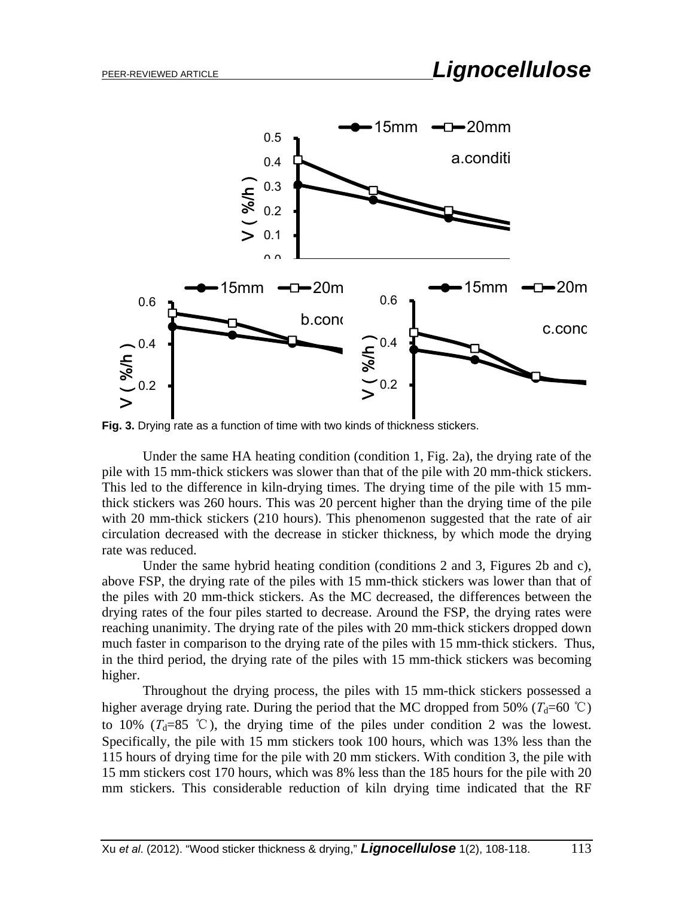Fig. 3. Drying rate as a function of time with two kinds of thickness stickers.

Under the same HA heating condition (condition 1, Fig. 2a), the drying rate of the pile with 15 mm-thick stickers was slower than that of the pile with 20 mm-thick stickers. This led to the difference in kiln-drying times. The drying time of the pile with 15 mm-thick stickers was 260 hours. This was 20 percent higher than the drying time of the pile with 20 mm-thick stickers (210 hours). This phenomenon suggested that the rate of air circulation decreased with the decrease in sticker thickness, by which mode the drying rate was reduced.

Under the same hybrid heating condition (conditions 2 and 3, Figures 2b and c), above FSP, the drying rate of the piles with 15 mm-thick stickers was lower than that of the piles with 20 mm-thick stickers. As the MC decreased, the differences between the drying rates of the four piles started to decrease. Around the FSP, the drying rates were reaching unanimity. The drying rate of the piles with 20 mm-thick stickers dropped down much faster in comparison to the drying rate of the piles with 15 mm-thick stickers. Thus, in the third period, the drying rate of the piles with 15 mm-thick stickers was becoming higher.

Throughout the drying process, the piles with 15 mm-thick stickers possessed a higher average drying rate. During the period that the MC dropped from 50% ($T_d$=60 ℃) to 10% ($T_d$=85 ℃), the drying time of the piles under condition 2 was the lowest. Specifically, the pile with 15 mm stickers took 100 hours, which was 13% less than the 115 hours of drying time for the pile with 20 mm stickers. With condition 3, the pile with 15 mm stickers cost 170 hours, which was 8% less than the 185 hours for the pile with 20 mm stickers. This considerable reduction of kiln drying time indicated that the RF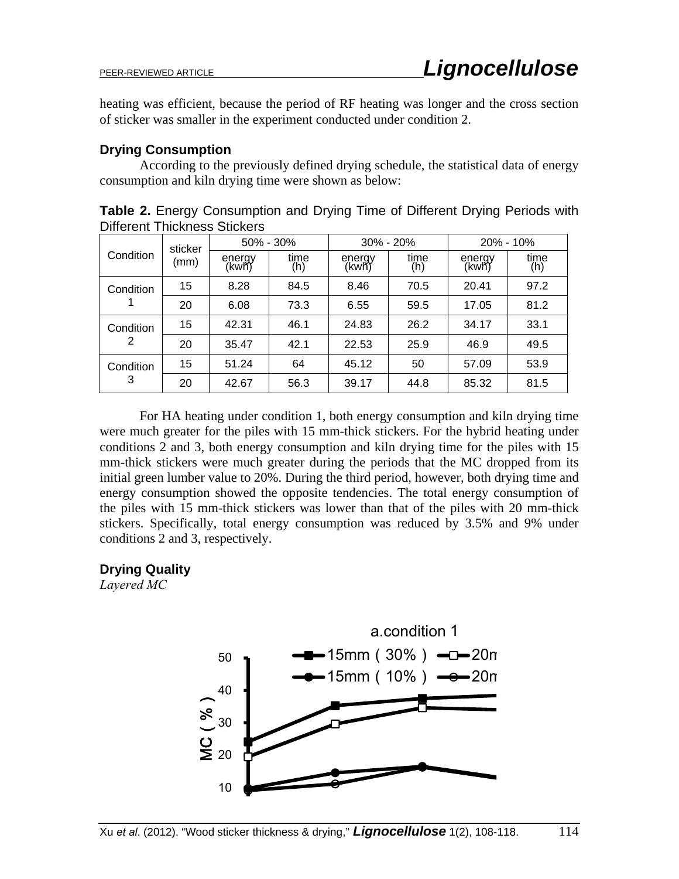heating was efficient, because the period of RF heating was longer and the cross section of sticker was smaller in the experiment conducted under condition 2.

### Drying Consumption

According to the previously defined drying schedule, the statistical data of energy consumption and kiln drying time were shown as below:

**Table 2.** Energy Consumption and Drying Time of Different Drying Periods with Different Thickness Stickers

| Condition | sticker (mm) | 50% - 30% | | 30% - 20% | | 20% - 10% | |
|---|---|---|---|---|---|---|---|
| | | energy (kwh) | time (h) | energy (kwh) | time (h) | energy (kwh) | time (h) |
| Condition 1 | 15 | 8.28 | 84.5 | 8.46 | 70.5 | 20.41 | 97.2 |
| | 20 | 6.08 | 73.3 | 6.55 | 59.5 | 17.05 | 81.2 |
| Condition 2 | 15 | 42.31 | 46.1 | 24.83 | 26.2 | 34.17 | 33.1 |
| | 20 | 35.47 | 42.1 | 22.53 | 25.9 | 46.9 | 49.5 |
| Condition 3 | 15 | 51.24 | 64 | 45.12 | 50 | 57.09 | 53.9 |
| | 20 | 42.67 | 56.3 | 39.17 | 44.8 | 85.32 | 81.5 |

For HA heating under condition 1, both energy consumption and kiln drying time were much greater for the piles with 15 mm-thick stickers. For the hybrid heating under conditions 2 and 3, both energy consumption and kiln drying time for the piles with 15 mm-thick stickers were much greater during the periods that the MC dropped from its initial green lumber value to 20%. During the third period, however, both drying time and energy consumption showed the opposite tendencies. The total energy consumption of the piles with 15 mm-thick stickers was lower than that of the piles with 20 mm-thick stickers. Specifically, total energy consumption was reduced by 3.5% and 9% under conditions 2 and 3, respectively.

### Drying Quality

*Layered MC*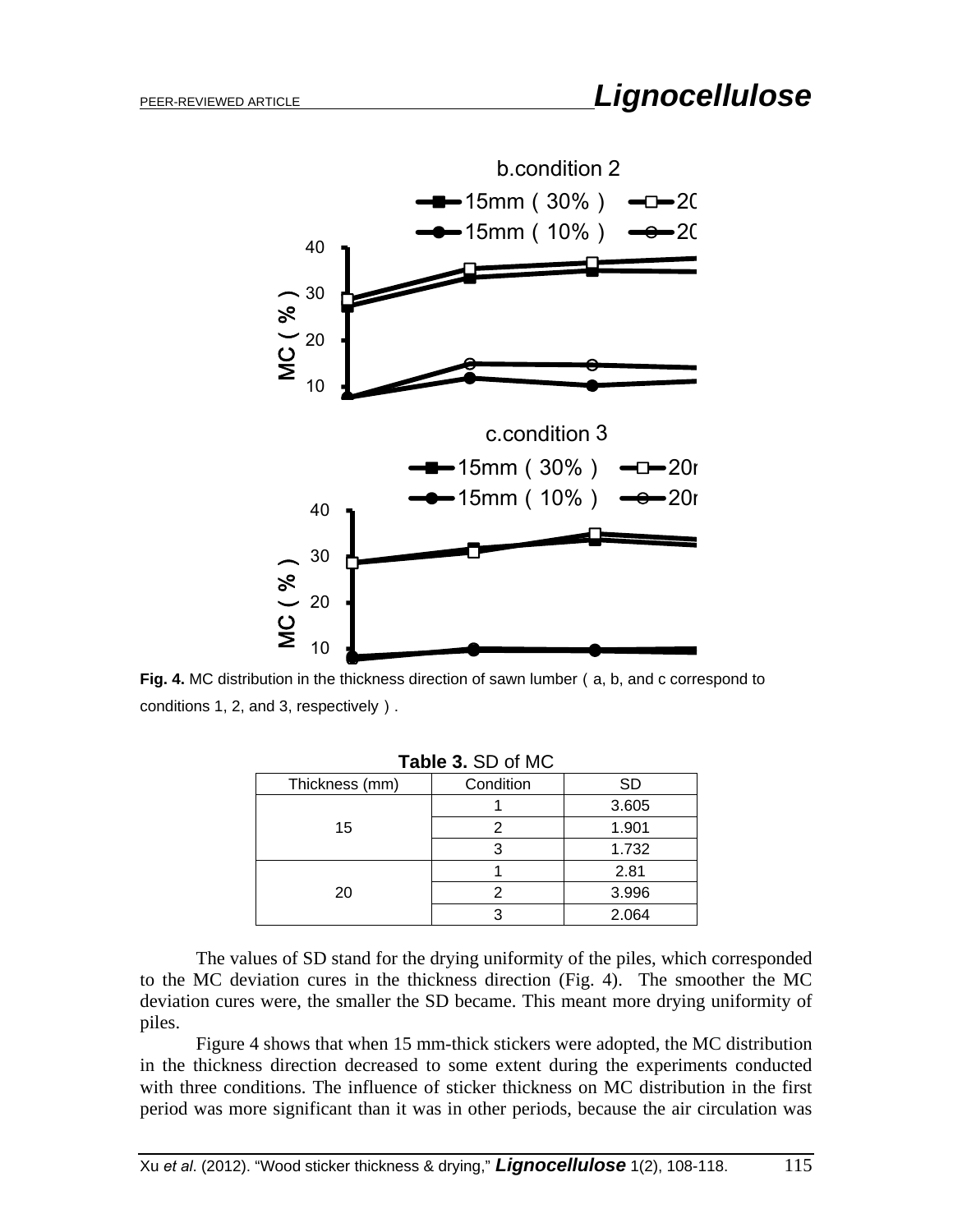Fig. 4. MC distribution in the thickness direction of sawn lumber（a, b, and c correspond to conditions 1, 2, and 3, respectively）.

**Table 3.** SD of MC

| Thickness (mm) | Condition | SD |
|---|---|---|
| 15 | 1 | 3.605 |
| | 2 | 1.901 |
| | 3 | 1.732 |
| 20 | 1 | 2.81 |
| | 2 | 3.996 |
| | 3 | 2.064 |

The values of SD stand for the drying uniformity of the piles, which corresponded to the MC deviation cures in the thickness direction (Fig. 4). The smoother the MC deviation cures were, the smaller the SD became. This meant more drying uniformity of piles.

Figure 4 shows that when 15 mm-thick stickers were adopted, the MC distribution in the thickness direction decreased to some extent during the experiments conducted with three conditions. The influence of sticker thickness on MC distribution in the first period was more significant than it was in other periods, because the air circulation was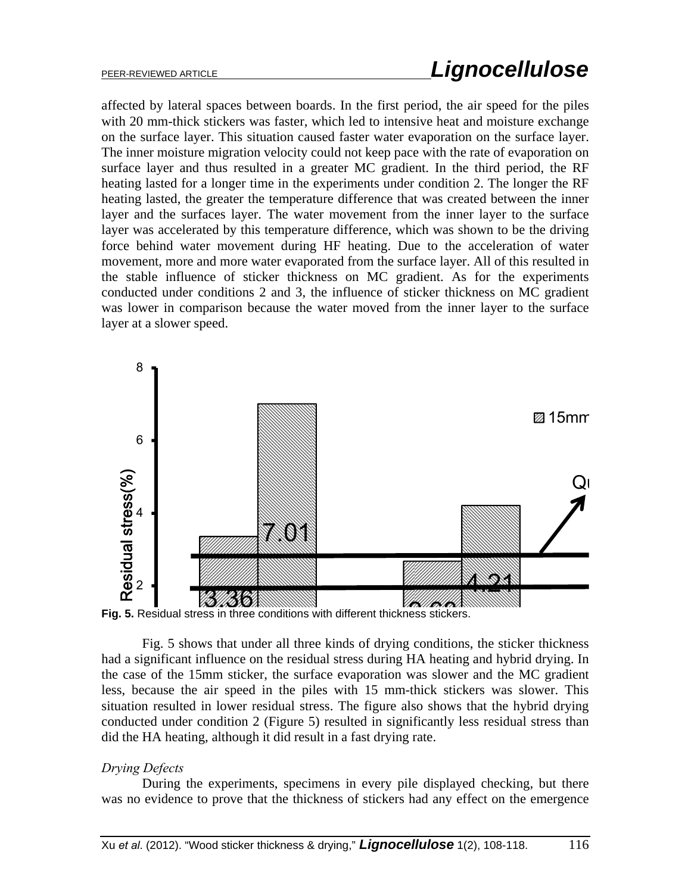affected by lateral spaces between boards. In the first period, the air speed for the piles with 20 mm-thick stickers was faster, which led to intensive heat and moisture exchange on the surface layer. This situation caused faster water evaporation on the surface layer. The inner moisture migration velocity could not keep pace with the rate of evaporation on surface layer and thus resulted in a greater MC gradient. In the third period, the RF heating lasted for a longer time in the experiments under condition 2. The longer the RF heating lasted, the greater the temperature difference that was created between the inner layer and the surfaces layer. The water movement from the inner layer to the surface layer was accelerated by this temperature difference, which was shown to be the driving force behind water movement during HF heating. Due to the acceleration of water movement, more and more water evaporated from the surface layer. All of this resulted in the stable influence of sticker thickness on MC gradient. As for the experiments conducted under conditions 2 and 3, the influence of sticker thickness on MC gradient was lower in comparison because the water moved from the inner layer to the surface layer at a slower speed.

**Fig. 5.** Residual stress in three conditions with different thickness stickers.

Fig. 5 shows that under all three kinds of drying conditions, the sticker thickness had a significant influence on the residual stress during HA heating and hybrid drying. In the case of the 15mm sticker, the surface evaporation was slower and the MC gradient less, because the air speed in the piles with 15 mm-thick stickers was slower. This situation resulted in lower residual stress. The figure also shows that the hybrid drying conducted under condition 2 (Figure 5) resulted in significantly less residual stress than did the HA heating, although it did result in a fast drying rate.

*Drying Defects*

During the experiments, specimens in every pile displayed checking, but there was no evidence to prove that the thickness of stickers had any effect on the emergence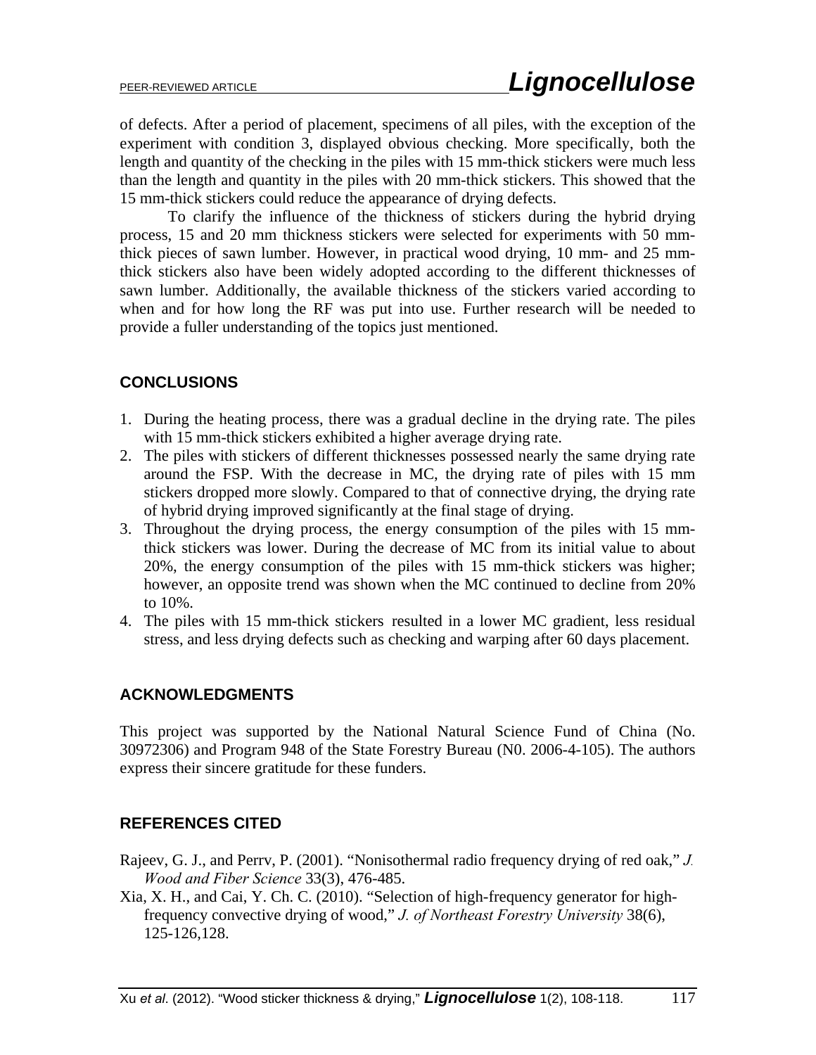of defects. After a period of placement, specimens of all piles, with the exception of the experiment with condition 3, displayed obvious checking. More specifically, both the length and quantity of the checking in the piles with 15 mm-thick stickers were much less than the length and quantity in the piles with 20 mm-thick stickers. This showed that the 15 mm-thick stickers could reduce the appearance of drying defects.

To clarify the influence of the thickness of stickers during the hybrid drying process, 15 and 20 mm thickness stickers were selected for experiments with 50 mm-thick pieces of sawn lumber. However, in practical wood drying, 10 mm- and 25 mm-thick stickers also have been widely adopted according to the different thicknesses of sawn lumber. Additionally, the available thickness of the stickers varied according to when and for how long the RF was put into use. Further research will be needed to provide a fuller understanding of the topics just mentioned.

## CONCLUSIONS

1. During the heating process, there was a gradual decline in the drying rate. The piles with 15 mm-thick stickers exhibited a higher average drying rate.
2. The piles with stickers of different thicknesses possessed nearly the same drying rate around the FSP. With the decrease in MC, the drying rate of piles with 15 mm stickers dropped more slowly. Compared to that of connective drying, the drying rate of hybrid drying improved significantly at the final stage of drying.
3. Throughout the drying process, the energy consumption of the piles with 15 mm-thick stickers was lower. During the decrease of MC from its initial value to about 20%, the energy consumption of the piles with 15 mm-thick stickers was higher; however, an opposite trend was shown when the MC continued to decline from 20% to 10%.
4. The piles with 15 mm-thick stickers resulted in a lower MC gradient, less residual stress, and less drying defects such as checking and warping after 60 days placement.

## ACKNOWLEDGMENTS

This project was supported by the National Natural Science Fund of China (No. 30972306) and Program 948 of the State Forestry Bureau (N0. 2006-4-105). The authors express their sincere gratitude for these funders.

## REFERENCES CITED

Rajeev, G. J., and Perrv, P. (2001). "Nonisothermal radio frequency drying of red oak," *J. Wood and Fiber Science* 33(3), 476-485.

Xia, X. H., and Cai, Y. Ch. C. (2010). "Selection of high-frequency generator for high-frequency convective drying of wood," *J. of Northeast Forestry University* 38(6), 125-126,128.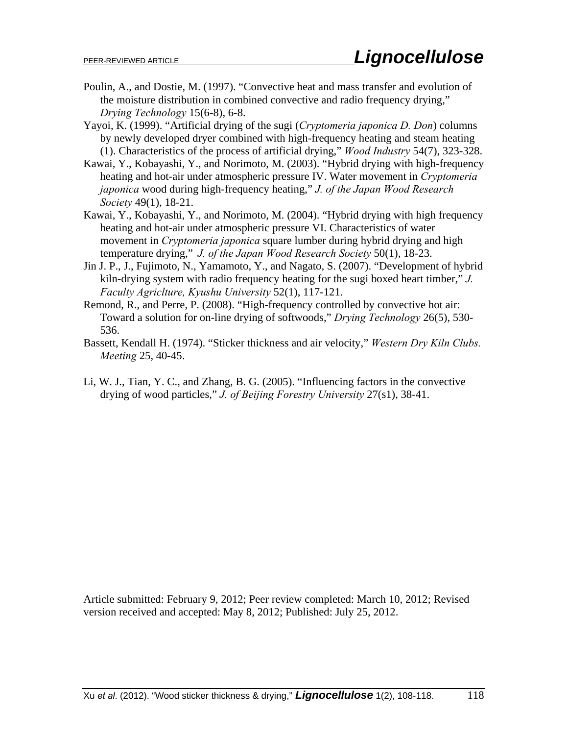Poulin, A., and Dostie, M. (1997). "Convective heat and mass transfer and evolution of the moisture distribution in combined convective and radio frequency drying," *Drying Technology* 15(6-8), 6-8.

Yayoi, K. (1999). "Artificial drying of the sugi (*Cryptomeria japonica D. Don*) columns by newly developed dryer combined with high-frequency heating and steam heating (1). Characteristics of the process of artificial drying," *Wood Industry* 54(7), 323-328.

Kawai, Y., Kobayashi, Y., and Norimoto, M. (2003). "Hybrid drying with high-frequency heating and hot-air under atmospheric pressure IV. Water movement in *Cryptomeria japonica* wood during high-frequency heating," *J. of the Japan Wood Research Society* 49(1), 18-21.

Kawai, Y., Kobayashi, Y., and Norimoto, M. (2004). "Hybrid drying with high frequency heating and hot-air under atmospheric pressure VI. Characteristics of water movement in *Cryptomeria japonica* square lumber during hybrid drying and high temperature drying," *J. of the Japan Wood Research Society* 50(1), 18-23.

Jin J. P., J., Fujimoto, N., Yamamoto, Y., and Nagato, S. (2007). "Development of hybrid kiln-drying system with radio frequency heating for the sugi boxed heart timber," *J. Faculty Agriclture, Kyushu University* 52(1), 117-121.

Remond, R., and Perre, P. (2008). "High-frequency controlled by convective hot air: Toward a solution for on-line drying of softwoods," *Drying Technology* 26(5), 530-536.

Bassett, Kendall H. (1974). "Sticker thickness and air velocity," *Western Dry Kiln Clubs. Meeting* 25, 40-45.

Li, W. J., Tian, Y. C., and Zhang, B. G. (2005). "Influencing factors in the convective drying of wood particles," *J. of Beijing Forestry University* 27(s1), 38-41.

Article submitted: February 9, 2012; Peer review completed: March 10, 2012; Revised version received and accepted: May 8, 2012; Published: July 25, 2012.